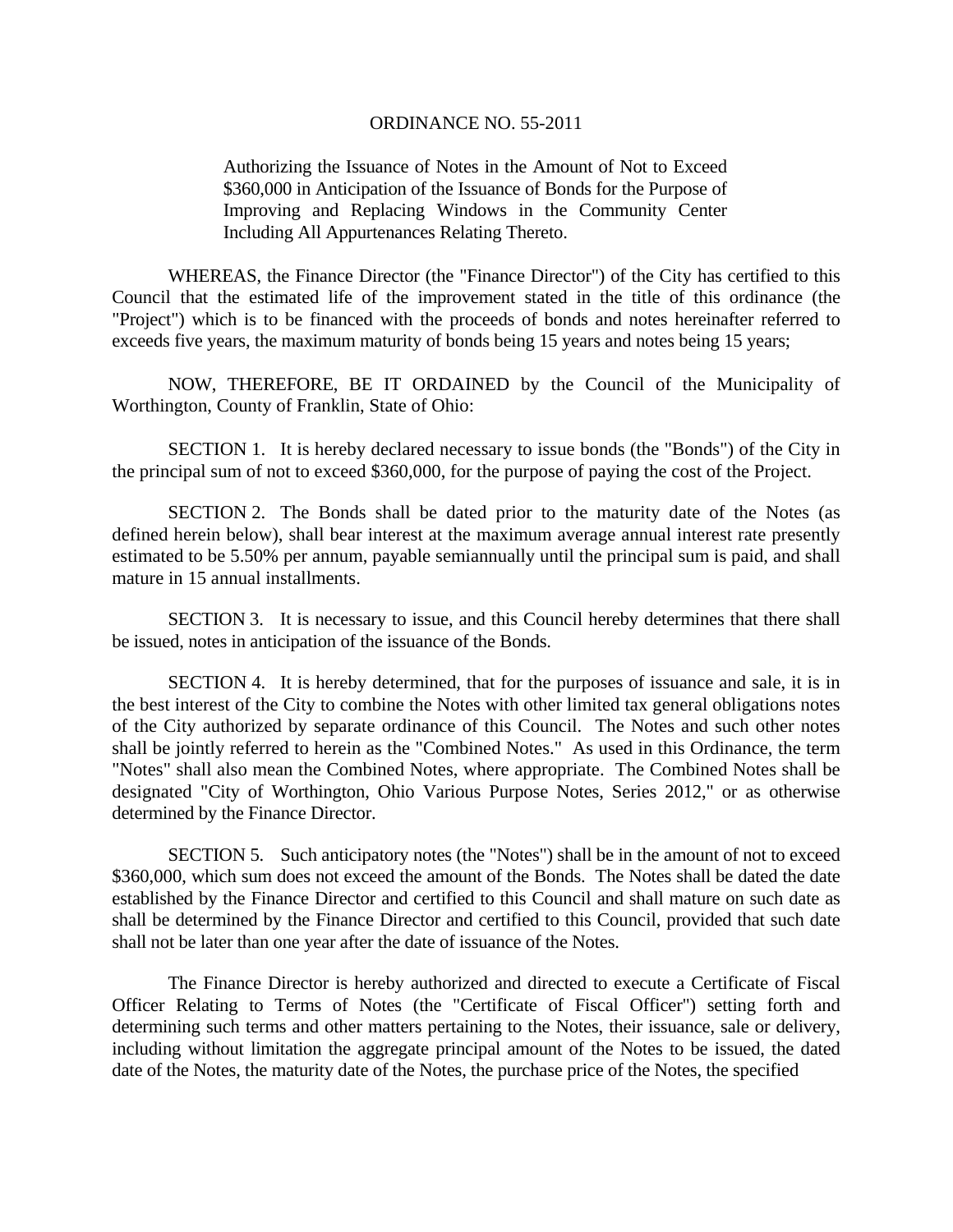# ORDINANCE NO. 55-2011

Authorizing the Issuance of Notes in the Amount of Not to Exceed $360,000 in Anticipation of the Issuance of Bonds for the Purpose of Improving and Replacing Windows in the Community Center Including All Appurtenances Relating Thereto.

WHEREAS, the Finance Director (the "Finance Director") of the City has certified to this Council that the estimated life of the improvement stated in the title of this ordinance (the "Project") which is to be financed with the proceeds of bonds and notes hereinafter referred to exceeds five years, the maximum maturity of bonds being 15 years and notes being 15 years;

NOW, THEREFORE, BE IT ORDAINED by the Council of the Municipality of Worthington, County of Franklin, State of Ohio:

SECTION 1. It is hereby declared necessary to issue bonds (the "Bonds") of the City in the principal sum of not to exceed $360,000, for the purpose of paying the cost of the Project.

SECTION 2. The Bonds shall be dated prior to the maturity date of the Notes (as defined herein below), shall bear interest at the maximum average annual interest rate presently estimated to be 5.50% per annum, payable semiannually until the principal sum is paid, and shall mature in 15 annual installments.

SECTION 3. It is necessary to issue, and this Council hereby determines that there shall be issued, notes in anticipation of the issuance of the Bonds.

SECTION 4. It is hereby determined, that for the purposes of issuance and sale, it is in the best interest of the City to combine the Notes with other limited tax general obligations notes of the City authorized by separate ordinance of this Council. The Notes and such other notes shall be jointly referred to herein as the "Combined Notes." As used in this Ordinance, the term "Notes" shall also mean the Combined Notes, where appropriate. The Combined Notes shall be designated "City of Worthington, Ohio Various Purpose Notes, Series 2012," or as otherwise determined by the Finance Director.

SECTION 5. Such anticipatory notes (the "Notes") shall be in the amount of not to exceed $360,000, which sum does not exceed the amount of the Bonds. The Notes shall be dated the date established by the Finance Director and certified to this Council and shall mature on such date as shall be determined by the Finance Director and certified to this Council, provided that such date shall not be later than one year after the date of issuance of the Notes.

The Finance Director is hereby authorized and directed to execute a Certificate of Fiscal Officer Relating to Terms of Notes (the "Certificate of Fiscal Officer") setting forth and determining such terms and other matters pertaining to the Notes, their issuance, sale or delivery, including without limitation the aggregate principal amount of the Notes to be issued, the dated date of the Notes, the maturity date of the Notes, the purchase price of the Notes, the specified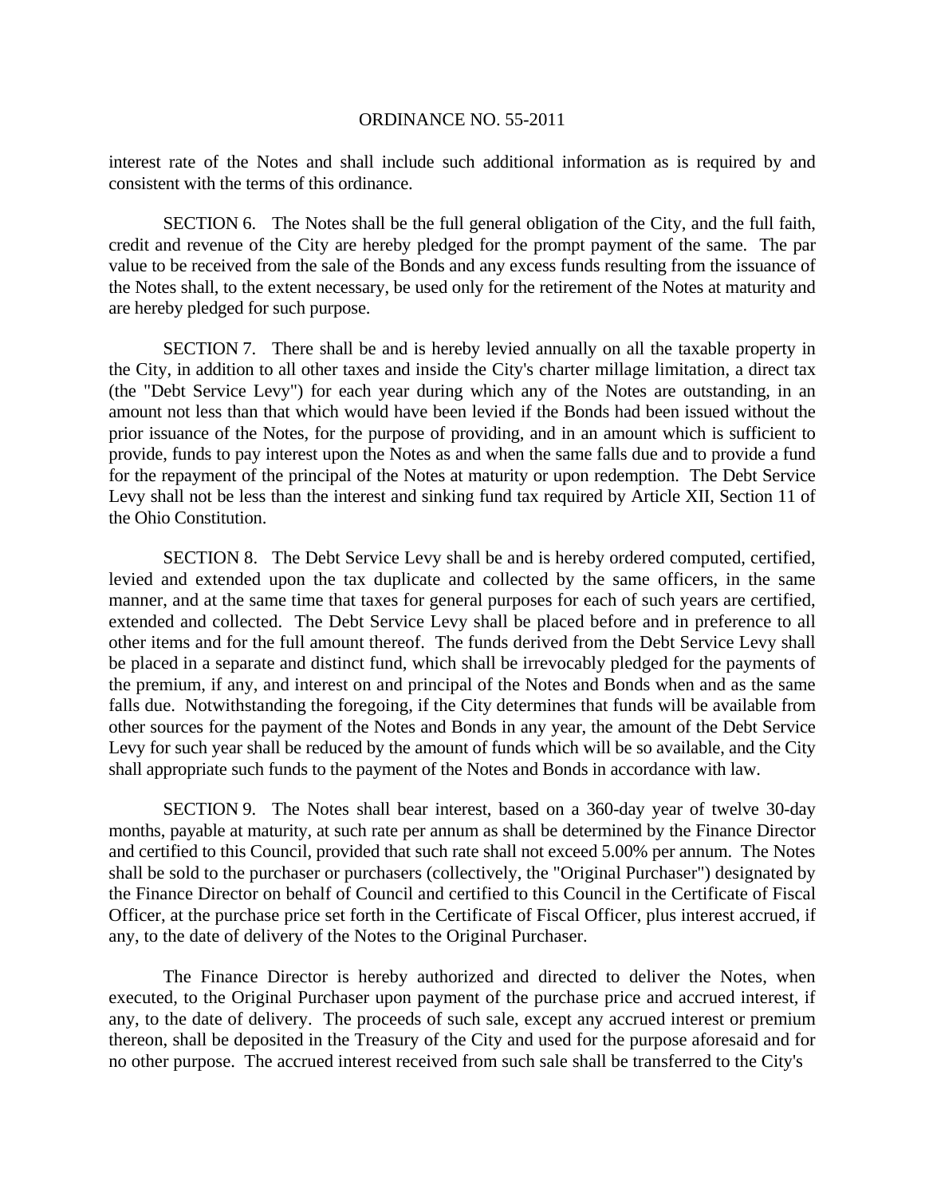interest rate of the Notes and shall include such additional information as is required by and consistent with the terms of this ordinance.

SECTION 6. The Notes shall be the full general obligation of the City, and the full faith, credit and revenue of the City are hereby pledged for the prompt payment of the same. The par value to be received from the sale of the Bonds and any excess funds resulting from the issuance of the Notes shall, to the extent necessary, be used only for the retirement of the Notes at maturity and are hereby pledged for such purpose.

SECTION 7. There shall be and is hereby levied annually on all the taxable property in the City, in addition to all other taxes and inside the City's charter millage limitation, a direct tax (the "Debt Service Levy") for each year during which any of the Notes are outstanding, in an amount not less than that which would have been levied if the Bonds had been issued without the prior issuance of the Notes, for the purpose of providing, and in an amount which is sufficient to provide, funds to pay interest upon the Notes as and when the same falls due and to provide a fund for the repayment of the principal of the Notes at maturity or upon redemption. The Debt Service Levy shall not be less than the interest and sinking fund tax required by Article XII, Section 11 of the Ohio Constitution.

SECTION 8. The Debt Service Levy shall be and is hereby ordered computed, certified, levied and extended upon the tax duplicate and collected by the same officers, in the same manner, and at the same time that taxes for general purposes for each of such years are certified, extended and collected. The Debt Service Levy shall be placed before and in preference to all other items and for the full amount thereof. The funds derived from the Debt Service Levy shall be placed in a separate and distinct fund, which shall be irrevocably pledged for the payments of the premium, if any, and interest on and principal of the Notes and Bonds when and as the same falls due. Notwithstanding the foregoing, if the City determines that funds will be available from other sources for the payment of the Notes and Bonds in any year, the amount of the Debt Service Levy for such year shall be reduced by the amount of funds which will be so available, and the City shall appropriate such funds to the payment of the Notes and Bonds in accordance with law.

SECTION 9. The Notes shall bear interest, based on a 360-day year of twelve 30-day months, payable at maturity, at such rate per annum as shall be determined by the Finance Director and certified to this Council, provided that such rate shall not exceed 5.00% per annum. The Notes shall be sold to the purchaser or purchasers (collectively, the "Original Purchaser") designated by the Finance Director on behalf of Council and certified to this Council in the Certificate of Fiscal Officer, at the purchase price set forth in the Certificate of Fiscal Officer, plus interest accrued, if any, to the date of delivery of the Notes to the Original Purchaser.

The Finance Director is hereby authorized and directed to deliver the Notes, when executed, to the Original Purchaser upon payment of the purchase price and accrued interest, if any, to the date of delivery. The proceeds of such sale, except any accrued interest or premium thereon, shall be deposited in the Treasury of the City and used for the purpose aforesaid and for no other purpose. The accrued interest received from such sale shall be transferred to the City's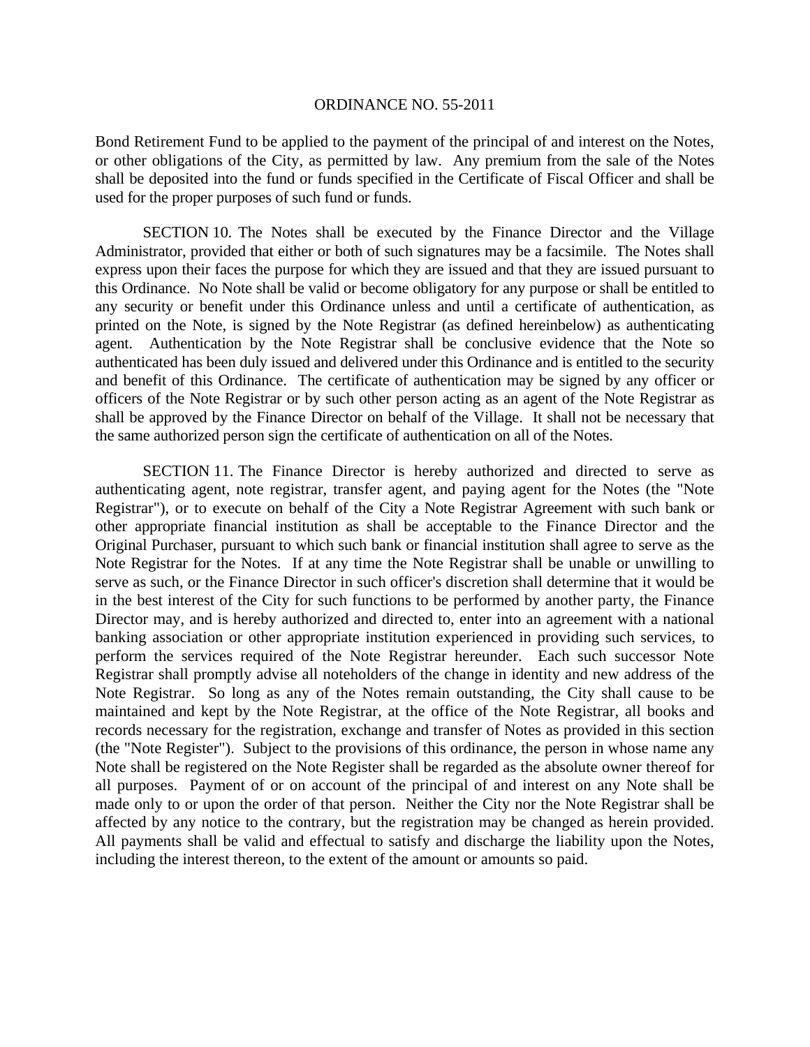ORDINANCE NO. 55-2011

Bond Retirement Fund to be applied to the payment of the principal of and interest on the Notes, or other obligations of the City, as permitted by law. Any premium from the sale of the Notes shall be deposited into the fund or funds specified in the Certificate of Fiscal Officer and shall be used for the proper purposes of such fund or funds.

SECTION 10. The Notes shall be executed by the Finance Director and the Village Administrator, provided that either or both of such signatures may be a facsimile. The Notes shall express upon their faces the purpose for which they are issued and that they are issued pursuant to this Ordinance. No Note shall be valid or become obligatory for any purpose or shall be entitled to any security or benefit under this Ordinance unless and until a certificate of authentication, as printed on the Note, is signed by the Note Registrar (as defined hereinbelow) as authenticating agent. Authentication by the Note Registrar shall be conclusive evidence that the Note so authenticated has been duly issued and delivered under this Ordinance and is entitled to the security and benefit of this Ordinance. The certificate of authentication may be signed by any officer or officers of the Note Registrar or by such other person acting as an agent of the Note Registrar as shall be approved by the Finance Director on behalf of the Village. It shall not be necessary that the same authorized person sign the certificate of authentication on all of the Notes.

SECTION 11. The Finance Director is hereby authorized and directed to serve as authenticating agent, note registrar, transfer agent, and paying agent for the Notes (the "Note Registrar"), or to execute on behalf of the City a Note Registrar Agreement with such bank or other appropriate financial institution as shall be acceptable to the Finance Director and the Original Purchaser, pursuant to which such bank or financial institution shall agree to serve as the Note Registrar for the Notes. If at any time the Note Registrar shall be unable or unwilling to serve as such, or the Finance Director in such officer's discretion shall determine that it would be in the best interest of the City for such functions to be performed by another party, the Finance Director may, and is hereby authorized and directed to, enter into an agreement with a national banking association or other appropriate institution experienced in providing such services, to perform the services required of the Note Registrar hereunder. Each such successor Note Registrar shall promptly advise all noteholders of the change in identity and new address of the Note Registrar. So long as any of the Notes remain outstanding, the City shall cause to be maintained and kept by the Note Registrar, at the office of the Note Registrar, all books and records necessary for the registration, exchange and transfer of Notes as provided in this section (the "Note Register"). Subject to the provisions of this ordinance, the person in whose name any Note shall be registered on the Note Register shall be regarded as the absolute owner thereof for all purposes. Payment of or on account of the principal of and interest on any Note shall be made only to or upon the order of that person. Neither the City nor the Note Registrar shall be affected by any notice to the contrary, but the registration may be changed as herein provided. All payments shall be valid and effectual to satisfy and discharge the liability upon the Notes, including the interest thereon, to the extent of the amount or amounts so paid.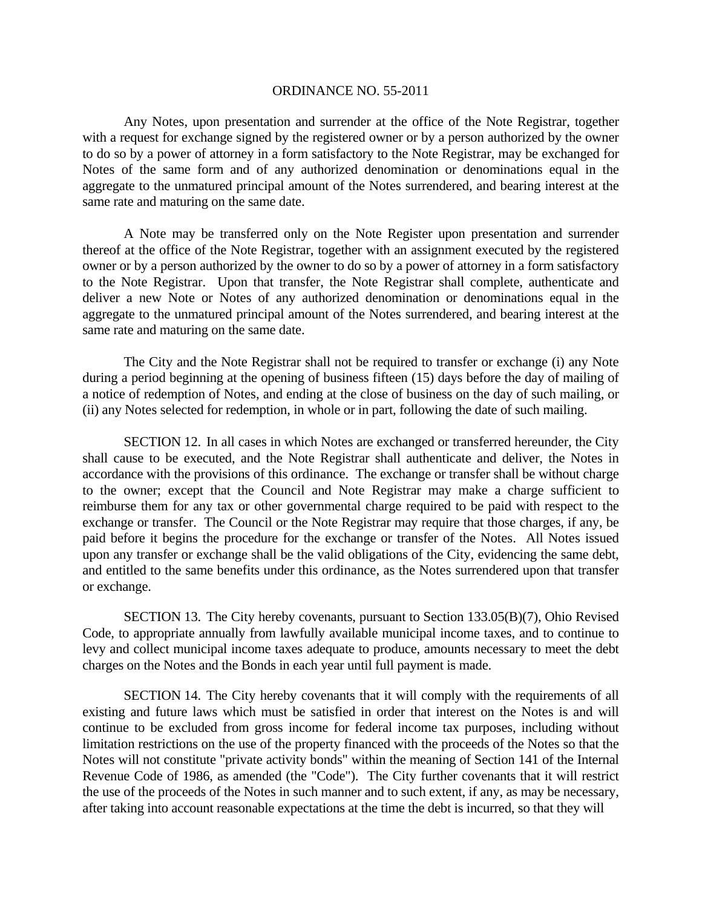Any Notes, upon presentation and surrender at the office of the Note Registrar, together with a request for exchange signed by the registered owner or by a person authorized by the owner to do so by a power of attorney in a form satisfactory to the Note Registrar, may be exchanged for Notes of the same form and of any authorized denomination or denominations equal in the aggregate to the unmatured principal amount of the Notes surrendered, and bearing interest at the same rate and maturing on the same date.

A Note may be transferred only on the Note Register upon presentation and surrender thereof at the office of the Note Registrar, together with an assignment executed by the registered owner or by a person authorized by the owner to do so by a power of attorney in a form satisfactory to the Note Registrar. Upon that transfer, the Note Registrar shall complete, authenticate and deliver a new Note or Notes of any authorized denomination or denominations equal in the aggregate to the unmatured principal amount of the Notes surrendered, and bearing interest at the same rate and maturing on the same date.

The City and the Note Registrar shall not be required to transfer or exchange (i) any Note during a period beginning at the opening of business fifteen (15) days before the day of mailing of a notice of redemption of Notes, and ending at the close of business on the day of such mailing, or (ii) any Notes selected for redemption, in whole or in part, following the date of such mailing.

SECTION 12. In all cases in which Notes are exchanged or transferred hereunder, the City shall cause to be executed, and the Note Registrar shall authenticate and deliver, the Notes in accordance with the provisions of this ordinance. The exchange or transfer shall be without charge to the owner; except that the Council and Note Registrar may make a charge sufficient to reimburse them for any tax or other governmental charge required to be paid with respect to the exchange or transfer. The Council or the Note Registrar may require that those charges, if any, be paid before it begins the procedure for the exchange or transfer of the Notes. All Notes issued upon any transfer or exchange shall be the valid obligations of the City, evidencing the same debt, and entitled to the same benefits under this ordinance, as the Notes surrendered upon that transfer or exchange.

SECTION 13. The City hereby covenants, pursuant to Section 133.05(B)(7), Ohio Revised Code, to appropriate annually from lawfully available municipal income taxes, and to continue to levy and collect municipal income taxes adequate to produce, amounts necessary to meet the debt charges on the Notes and the Bonds in each year until full payment is made.

SECTION 14. The City hereby covenants that it will comply with the requirements of all existing and future laws which must be satisfied in order that interest on the Notes is and will continue to be excluded from gross income for federal income tax purposes, including without limitation restrictions on the use of the property financed with the proceeds of the Notes so that the Notes will not constitute "private activity bonds" within the meaning of Section 141 of the Internal Revenue Code of 1986, as amended (the "Code"). The City further covenants that it will restrict the use of the proceeds of the Notes in such manner and to such extent, if any, as may be necessary, after taking into account reasonable expectations at the time the debt is incurred, so that they will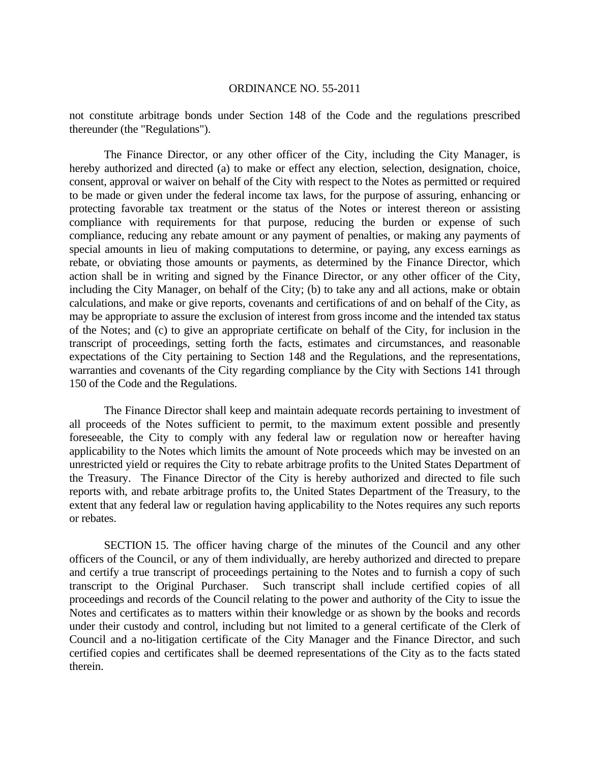not constitute arbitrage bonds under Section 148 of the Code and the regulations prescribed thereunder (the "Regulations").

The Finance Director, or any other officer of the City, including the City Manager, is hereby authorized and directed (a) to make or effect any election, selection, designation, choice, consent, approval or waiver on behalf of the City with respect to the Notes as permitted or required to be made or given under the federal income tax laws, for the purpose of assuring, enhancing or protecting favorable tax treatment or the status of the Notes or interest thereon or assisting compliance with requirements for that purpose, reducing the burden or expense of such compliance, reducing any rebate amount or any payment of penalties, or making any payments of special amounts in lieu of making computations to determine, or paying, any excess earnings as rebate, or obviating those amounts or payments, as determined by the Finance Director, which action shall be in writing and signed by the Finance Director, or any other officer of the City, including the City Manager, on behalf of the City; (b) to take any and all actions, make or obtain calculations, and make or give reports, covenants and certifications of and on behalf of the City, as may be appropriate to assure the exclusion of interest from gross income and the intended tax status of the Notes; and (c) to give an appropriate certificate on behalf of the City, for inclusion in the transcript of proceedings, setting forth the facts, estimates and circumstances, and reasonable expectations of the City pertaining to Section 148 and the Regulations, and the representations, warranties and covenants of the City regarding compliance by the City with Sections 141 through 150 of the Code and the Regulations.

The Finance Director shall keep and maintain adequate records pertaining to investment of all proceeds of the Notes sufficient to permit, to the maximum extent possible and presently foreseeable, the City to comply with any federal law or regulation now or hereafter having applicability to the Notes which limits the amount of Note proceeds which may be invested on an unrestricted yield or requires the City to rebate arbitrage profits to the United States Department of the Treasury. The Finance Director of the City is hereby authorized and directed to file such reports with, and rebate arbitrage profits to, the United States Department of the Treasury, to the extent that any federal law or regulation having applicability to the Notes requires any such reports or rebates.

SECTION 15. The officer having charge of the minutes of the Council and any other officers of the Council, or any of them individually, are hereby authorized and directed to prepare and certify a true transcript of proceedings pertaining to the Notes and to furnish a copy of such transcript to the Original Purchaser. Such transcript shall include certified copies of all proceedings and records of the Council relating to the power and authority of the City to issue the Notes and certificates as to matters within their knowledge or as shown by the books and records under their custody and control, including but not limited to a general certificate of the Clerk of Council and a no-litigation certificate of the City Manager and the Finance Director, and such certified copies and certificates shall be deemed representations of the City as to the facts stated therein.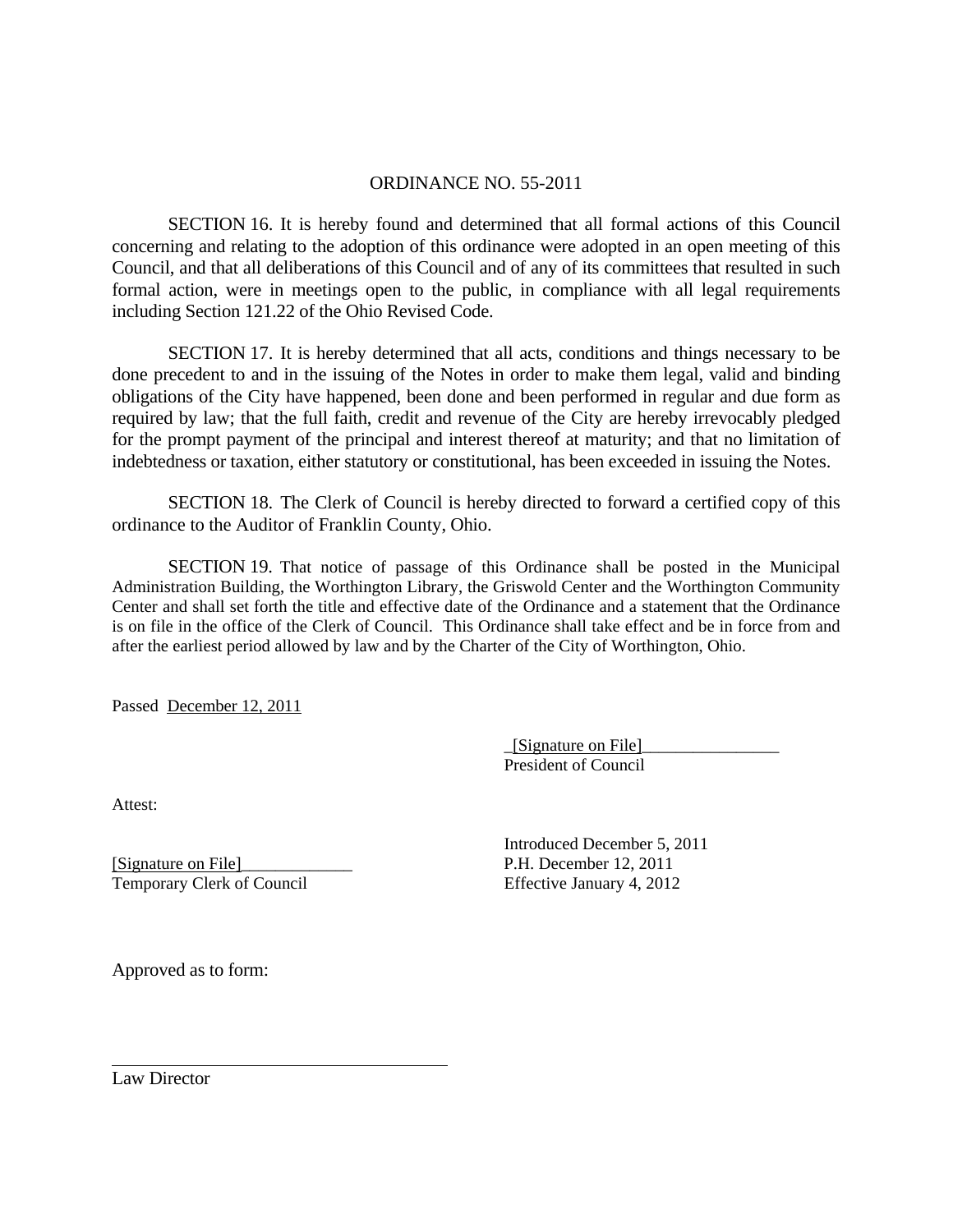ORDINANCE NO. 55-2011

SECTION 16. It is hereby found and determined that all formal actions of this Council concerning and relating to the adoption of this ordinance were adopted in an open meeting of this Council, and that all deliberations of this Council and of any of its committees that resulted in such formal action, were in meetings open to the public, in compliance with all legal requirements including Section 121.22 of the Ohio Revised Code.

SECTION 17. It is hereby determined that all acts, conditions and things necessary to be done precedent to and in the issuing of the Notes in order to make them legal, valid and binding obligations of the City have happened, been done and been performed in regular and due form as required by law; that the full faith, credit and revenue of the City are hereby irrevocably pledged for the prompt payment of the principal and interest thereof at maturity; and that no limitation of indebtedness or taxation, either statutory or constitutional, has been exceeded in issuing the Notes.

SECTION 18. The Clerk of Council is hereby directed to forward a certified copy of this ordinance to the Auditor of Franklin County, Ohio.

SECTION 19. That notice of passage of this Ordinance shall be posted in the Municipal Administration Building, the Worthington Library, the Griswold Center and the Worthington Community Center and shall set forth the title and effective date of the Ordinance and a statement that the Ordinance is on file in the office of the Clerk of Council. This Ordinance shall take effect and be in force from and after the earliest period allowed by law and by the Charter of the City of Worthington, Ohio.

Passed December 12, 2011

[Signature on File]
President of Council

Attest:

[Signature on File]
Temporary Clerk of Council

Introduced December 5, 2011
P.H. December 12, 2011
Effective January 4, 2012

Approved as to form:

Law Director